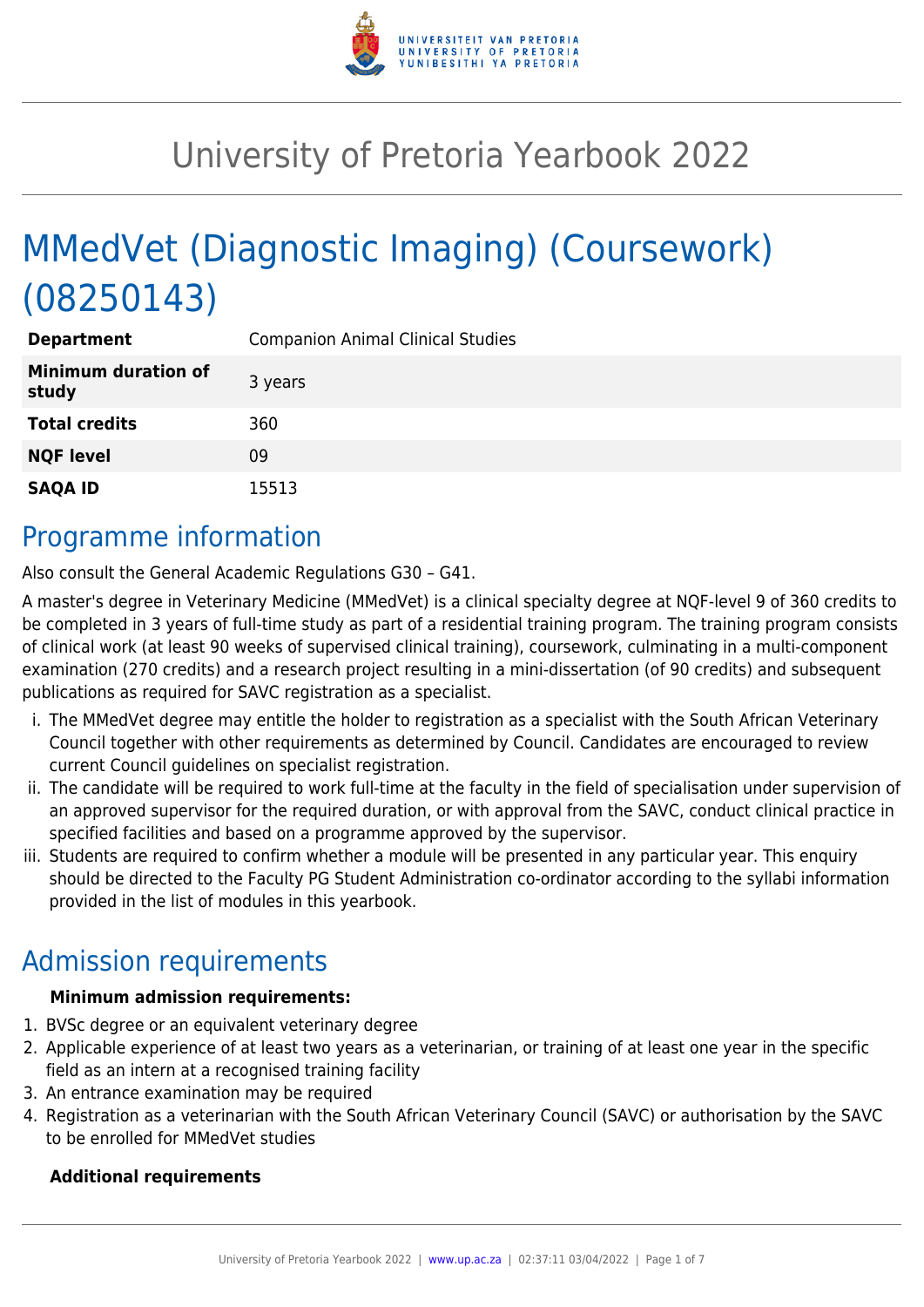# University of Pretoria Yearbook 2022

# MMedVet (Diagnostic Imaging) (Coursework) (08250143)

| | |
|---|---|
| **Department** | Companion Animal Clinical Studies |
| **Minimum duration of study** | 3 years |
| **Total credits** | 360 |
| **NQF level** | 09 |
| **SAQA ID** | 15513 |

## Programme information

Also consult the General Academic Regulations G30 – G41.

A master's degree in Veterinary Medicine (MMedVet) is a clinical specialty degree at NQF-level 9 of 360 credits to be completed in 3 years of full-time study as part of a residential training program. The training program consists of clinical work (at least 90 weeks of supervised clinical training), coursework, culminating in a multi-component examination (270 credits) and a research project resulting in a mini-dissertation (of 90 credits) and subsequent publications as required for SAVC registration as a specialist.

i. The MMedVet degree may entitle the holder to registration as a specialist with the South African Veterinary Council together with other requirements as determined by Council. Candidates are encouraged to review current Council guidelines on specialist registration.
ii. The candidate will be required to work full-time at the faculty in the field of specialisation under supervision of an approved supervisor for the required duration, or with approval from the SAVC, conduct clinical practice in specified facilities and based on a programme approved by the supervisor.
iii. Students are required to confirm whether a module will be presented in any particular year. This enquiry should be directed to the Faculty PG Student Administration co-ordinator according to the syllabi information provided in the list of modules in this yearbook.

## Admission requirements

**Minimum admission requirements:**

1. BVSc degree or an equivalent veterinary degree
2. Applicable experience of at least two years as a veterinarian, or training of at least one year in the specific field as an intern at a recognised training facility
3. An entrance examination may be required
4. Registration as a veterinarian with the South African Veterinary Council (SAVC) or authorisation by the SAVC to be enrolled for MMedVet studies

**Additional requirements**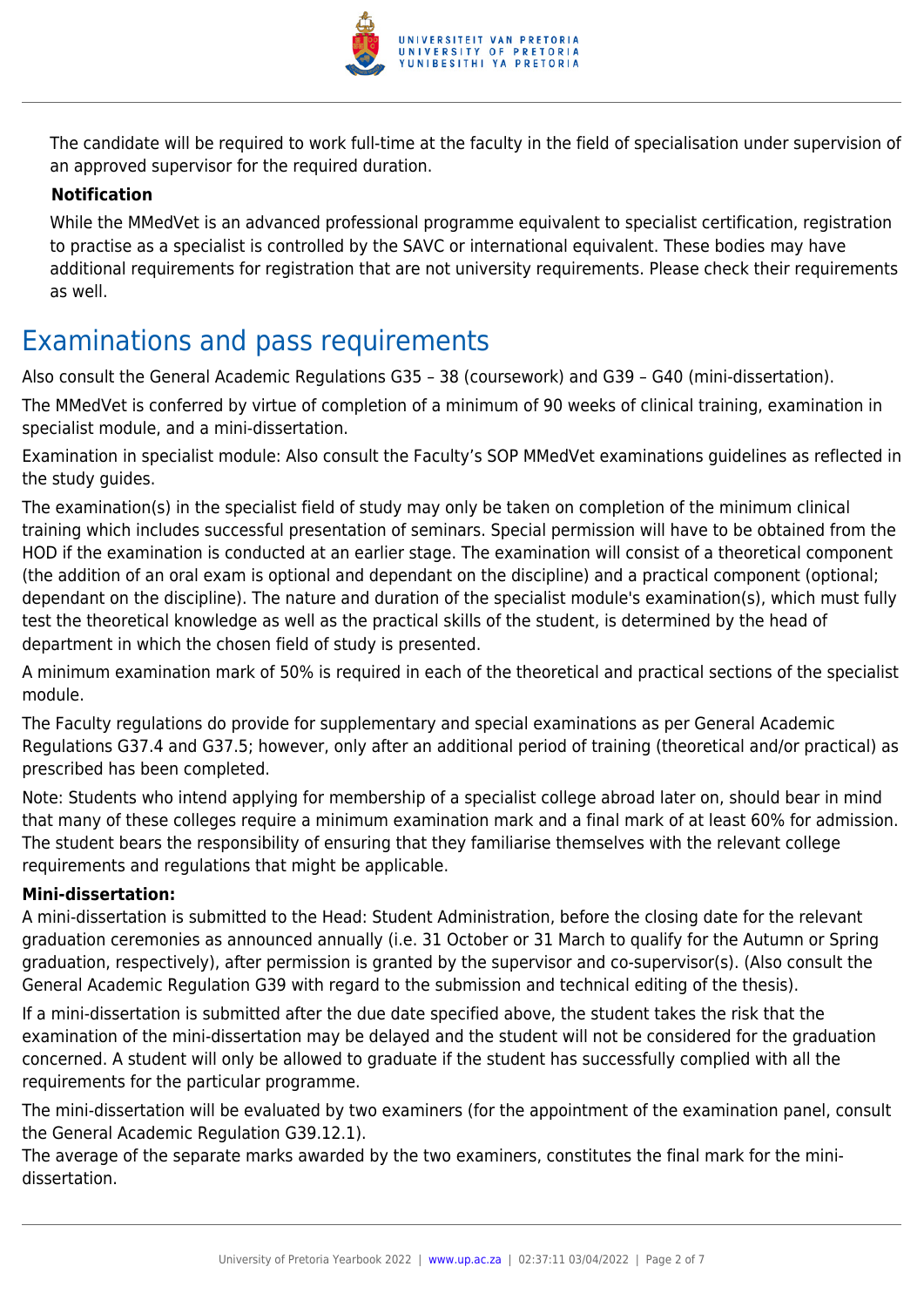The candidate will be required to work full-time at the faculty in the field of specialisation under supervision of an approved supervisor for the required duration.

**Notification**

While the MMedVet is an advanced professional programme equivalent to specialist certification, registration to practise as a specialist is controlled by the SAVC or international equivalent. These bodies may have additional requirements for registration that are not university requirements. Please check their requirements as well.

## Examinations and pass requirements

Also consult the General Academic Regulations G35 – 38 (coursework) and G39 – G40 (mini-dissertation).

The MMedVet is conferred by virtue of completion of a minimum of 90 weeks of clinical training, examination in specialist module, and a mini-dissertation.

Examination in specialist module: Also consult the Faculty's SOP MMedVet examinations guidelines as reflected in the study guides.

The examination(s) in the specialist field of study may only be taken on completion of the minimum clinical training which includes successful presentation of seminars. Special permission will have to be obtained from the HOD if the examination is conducted at an earlier stage. The examination will consist of a theoretical component (the addition of an oral exam is optional and dependant on the discipline) and a practical component (optional; dependant on the discipline). The nature and duration of the specialist module's examination(s), which must fully test the theoretical knowledge as well as the practical skills of the student, is determined by the head of department in which the chosen field of study is presented.

A minimum examination mark of 50% is required in each of the theoretical and practical sections of the specialist module.

The Faculty regulations do provide for supplementary and special examinations as per General Academic Regulations G37.4 and G37.5; however, only after an additional period of training (theoretical and/or practical) as prescribed has been completed.

Note: Students who intend applying for membership of a specialist college abroad later on, should bear in mind that many of these colleges require a minimum examination mark and a final mark of at least 60% for admission. The student bears the responsibility of ensuring that they familiarise themselves with the relevant college requirements and regulations that might be applicable.

**Mini-dissertation:**

A mini-dissertation is submitted to the Head: Student Administration, before the closing date for the relevant graduation ceremonies as announced annually (i.e. 31 October or 31 March to qualify for the Autumn or Spring graduation, respectively), after permission is granted by the supervisor and co-supervisor(s). (Also consult the General Academic Regulation G39 with regard to the submission and technical editing of the thesis).

If a mini-dissertation is submitted after the due date specified above, the student takes the risk that the examination of the mini-dissertation may be delayed and the student will not be considered for the graduation concerned. A student will only be allowed to graduate if the student has successfully complied with all the requirements for the particular programme.

The mini-dissertation will be evaluated by two examiners (for the appointment of the examination panel, consult the General Academic Regulation G39.12.1).

The average of the separate marks awarded by the two examiners, constitutes the final mark for the mini-dissertation.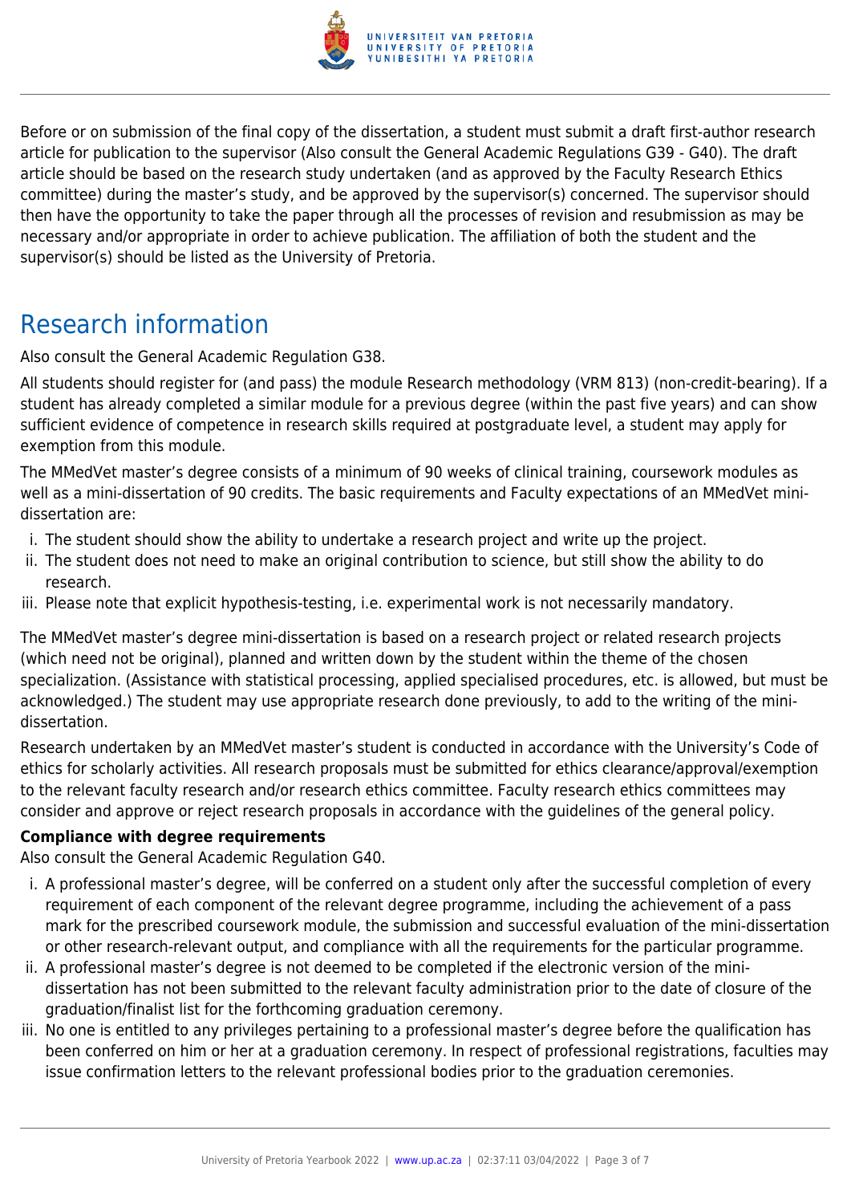Before or on submission of the final copy of the dissertation, a student must submit a draft first-author research article for publication to the supervisor (Also consult the General Academic Regulations G39 - G40). The draft article should be based on the research study undertaken (and as approved by the Faculty Research Ethics committee) during the master's study, and be approved by the supervisor(s) concerned. The supervisor should then have the opportunity to take the paper through all the processes of revision and resubmission as may be necessary and/or appropriate in order to achieve publication. The affiliation of both the student and the supervisor(s) should be listed as the University of Pretoria.

# Research information

Also consult the General Academic Regulation G38.

All students should register for (and pass) the module Research methodology (VRM 813) (non-credit-bearing). If a student has already completed a similar module for a previous degree (within the past five years) and can show sufficient evidence of competence in research skills required at postgraduate level, a student may apply for exemption from this module.

The MMedVet master's degree consists of a minimum of 90 weeks of clinical training, coursework modules as well as a mini-dissertation of 90 credits. The basic requirements and Faculty expectations of an MMedVet mini-dissertation are:

i. The student should show the ability to undertake a research project and write up the project.
ii. The student does not need to make an original contribution to science, but still show the ability to do research.
iii. Please note that explicit hypothesis-testing, i.e. experimental work is not necessarily mandatory.

The MMedVet master's degree mini-dissertation is based on a research project or related research projects (which need not be original), planned and written down by the student within the theme of the chosen specialization. (Assistance with statistical processing, applied specialised procedures, etc. is allowed, but must be acknowledged.) The student may use appropriate research done previously, to add to the writing of the mini-dissertation.

Research undertaken by an MMedVet master's student is conducted in accordance with the University's Code of ethics for scholarly activities. All research proposals must be submitted for ethics clearance/approval/exemption to the relevant faculty research and/or research ethics committee. Faculty research ethics committees may consider and approve or reject research proposals in accordance with the guidelines of the general policy.

**Compliance with degree requirements**

Also consult the General Academic Regulation G40.

i. A professional master's degree, will be conferred on a student only after the successful completion of every requirement of each component of the relevant degree programme, including the achievement of a pass mark for the prescribed coursework module, the submission and successful evaluation of the mini-dissertation or other research-relevant output, and compliance with all the requirements for the particular programme.
ii. A professional master's degree is not deemed to be completed if the electronic version of the mini-dissertation has not been submitted to the relevant faculty administration prior to the date of closure of the graduation/finalist list for the forthcoming graduation ceremony.
iii. No one is entitled to any privileges pertaining to a professional master's degree before the qualification has been conferred on him or her at a graduation ceremony. In respect of professional registrations, faculties may issue confirmation letters to the relevant professional bodies prior to the graduation ceremonies.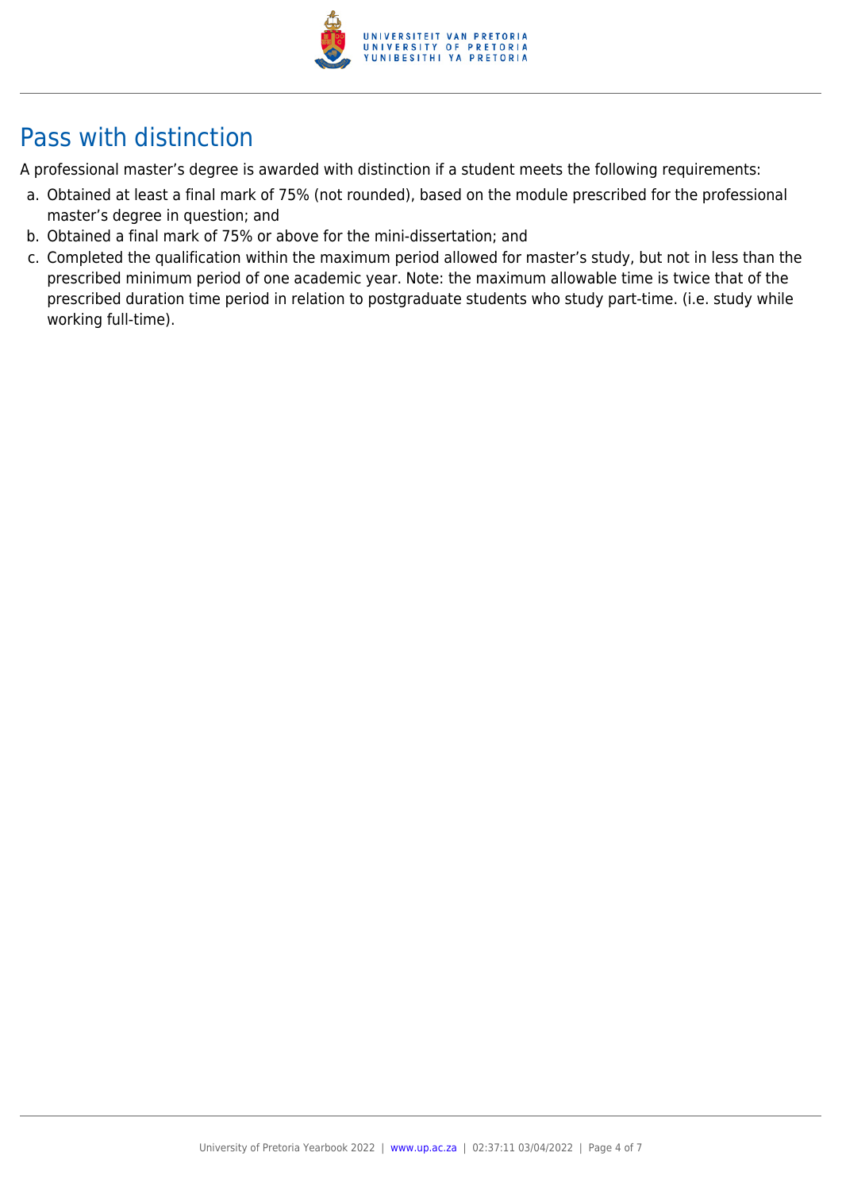## Pass with distinction

A professional master's degree is awarded with distinction if a student meets the following requirements:

a. Obtained at least a final mark of 75% (not rounded), based on the module prescribed for the professional master's degree in question; and
b. Obtained a final mark of 75% or above for the mini-dissertation; and
c. Completed the qualification within the maximum period allowed for master's study, but not in less than the prescribed minimum period of one academic year. Note: the maximum allowable time is twice that of the prescribed duration time period in relation to postgraduate students who study part-time. (i.e. study while working full-time).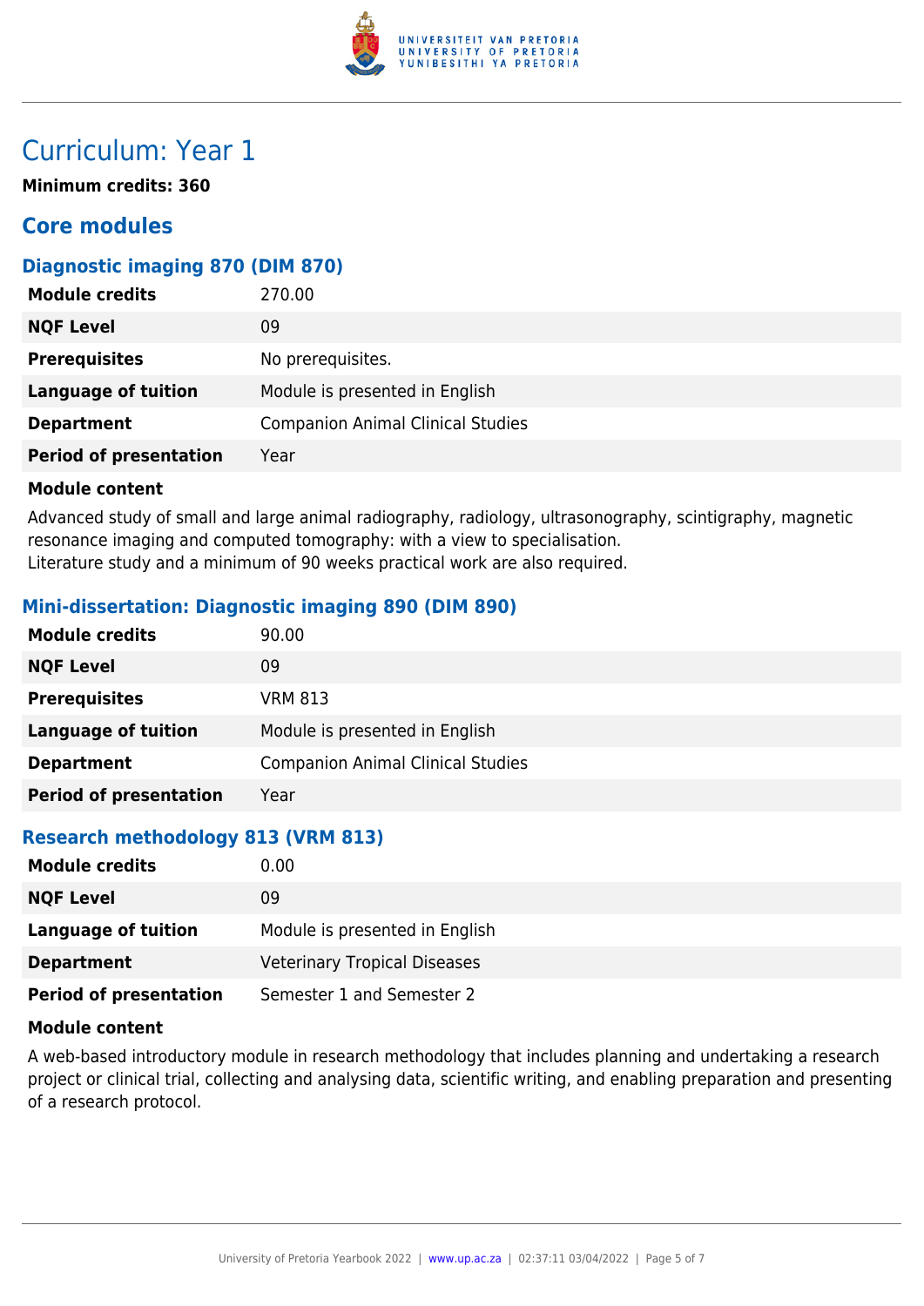# Curriculum: Year 1

**Minimum credits: 360**

## Core modules

### Diagnostic imaging 870 (DIM 870)

| | |
|---|---|
| **Module credits** | 270.00 |
| **NQF Level** | 09 |
| **Prerequisites** | No prerequisites. |
| **Language of tuition** | Module is presented in English |
| **Department** | Companion Animal Clinical Studies |
| **Period of presentation** | Year |

**Module content**

Advanced study of small and large animal radiography, radiology, ultrasonography, scintigraphy, magnetic resonance imaging and computed tomography: with a view to specialisation.
Literature study and a minimum of 90 weeks practical work are also required.

### Mini-dissertation: Diagnostic imaging 890 (DIM 890)

| | |
|---|---|
| **Module credits** | 90.00 |
| **NQF Level** | 09 |
| **Prerequisites** | VRM 813 |
| **Language of tuition** | Module is presented in English |
| **Department** | Companion Animal Clinical Studies |
| **Period of presentation** | Year |

### Research methodology 813 (VRM 813)

| | |
|---|---|
| **Module credits** | 0.00 |
| **NQF Level** | 09 |
| **Language of tuition** | Module is presented in English |
| **Department** | Veterinary Tropical Diseases |
| **Period of presentation** | Semester 1 and Semester 2 |

**Module content**

A web-based introductory module in research methodology that includes planning and undertaking a research project or clinical trial, collecting and analysing data, scientific writing, and enabling preparation and presenting of a research protocol.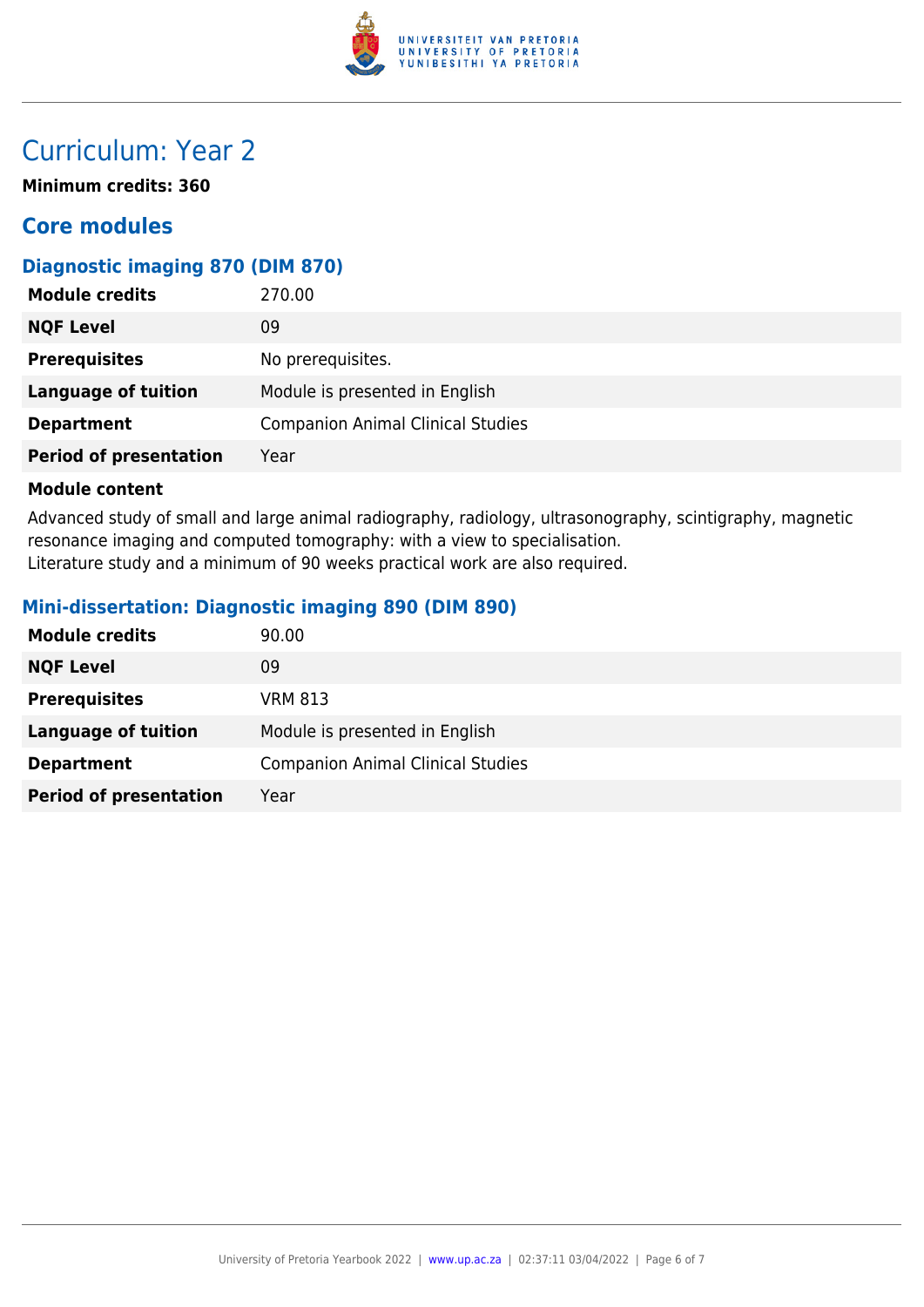# Curriculum: Year 2

**Minimum credits: 360**

## Core modules

### Diagnostic imaging 870 (DIM 870)

| | |
|---|---|
| **Module credits** | 270.00 |
| **NQF Level** | 09 |
| **Prerequisites** | No prerequisites. |
| **Language of tuition** | Module is presented in English |
| **Department** | Companion Animal Clinical Studies |
| **Period of presentation** | Year |

**Module content**

Advanced study of small and large animal radiography, radiology, ultrasonography, scintigraphy, magnetic resonance imaging and computed tomography: with a view to specialisation.
Literature study and a minimum of 90 weeks practical work are also required.

### Mini-dissertation: Diagnostic imaging 890 (DIM 890)

| | |
|---|---|
| **Module credits** | 90.00 |
| **NQF Level** | 09 |
| **Prerequisites** | VRM 813 |
| **Language of tuition** | Module is presented in English |
| **Department** | Companion Animal Clinical Studies |
| **Period of presentation** | Year |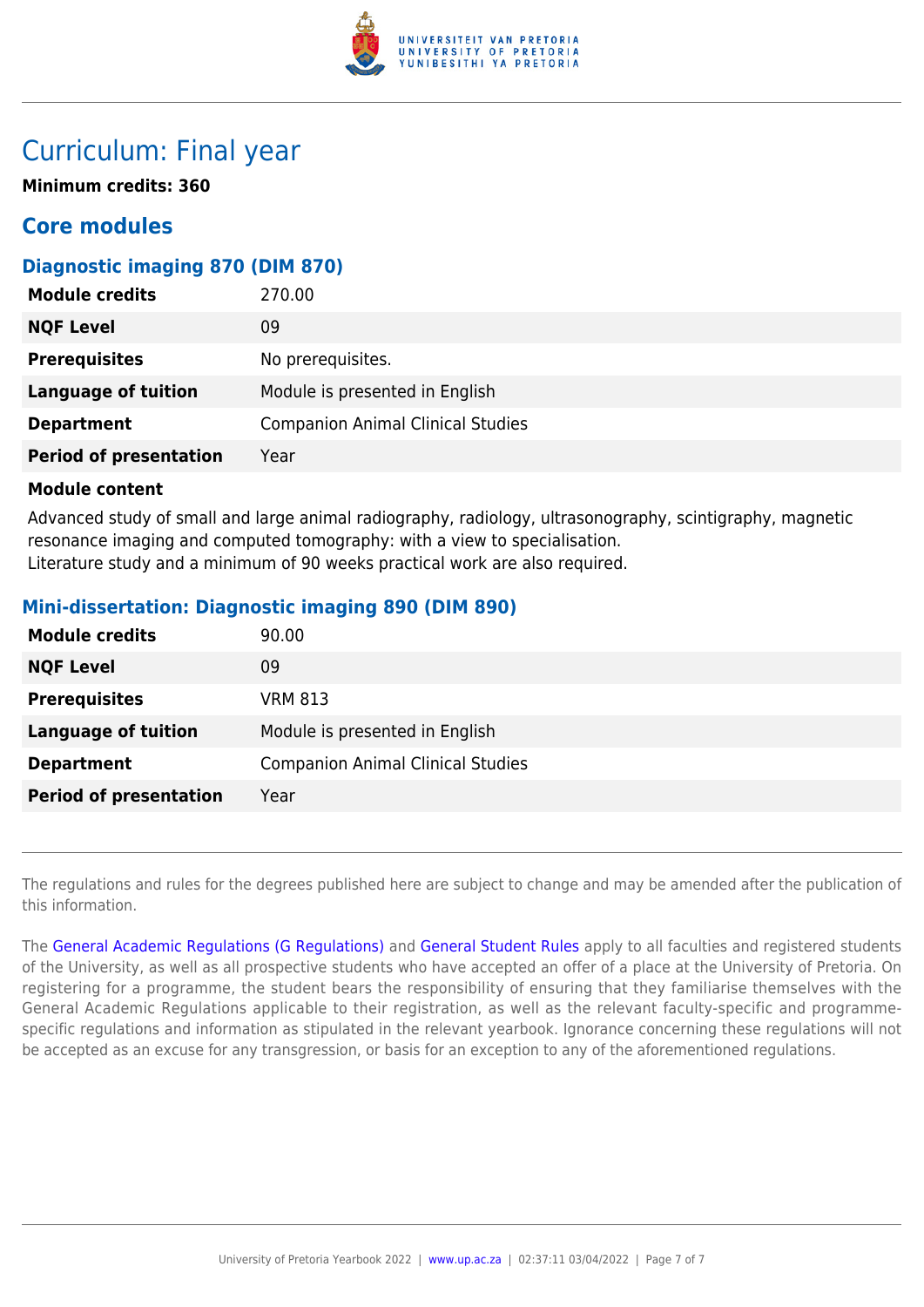# Curriculum: Final year

**Minimum credits: 360**

## Core modules

### Diagnostic imaging 870 (DIM 870)

| | |
|---|---|
| **Module credits** | 270.00 |
| **NQF Level** | 09 |
| **Prerequisites** | No prerequisites. |
| **Language of tuition** | Module is presented in English |
| **Department** | Companion Animal Clinical Studies |
| **Period of presentation** | Year |

**Module content**

Advanced study of small and large animal radiography, radiology, ultrasonography, scintigraphy, magnetic resonance imaging and computed tomography: with a view to specialisation.
Literature study and a minimum of 90 weeks practical work are also required.

### Mini-dissertation: Diagnostic imaging 890 (DIM 890)

| | |
|---|---|
| **Module credits** | 90.00 |
| **NQF Level** | 09 |
| **Prerequisites** | VRM 813 |
| **Language of tuition** | Module is presented in English |
| **Department** | Companion Animal Clinical Studies |
| **Period of presentation** | Year |

---

The regulations and rules for the degrees published here are subject to change and may be amended after the publication of this information.

The General Academic Regulations (G Regulations) and General Student Rules apply to all faculties and registered students of the University, as well as all prospective students who have accepted an offer of a place at the University of Pretoria. On registering for a programme, the student bears the responsibility of ensuring that they familiarise themselves with the General Academic Regulations applicable to their registration, as well as the relevant faculty-specific and programme-specific regulations and information as stipulated in the relevant yearbook. Ignorance concerning these regulations will not be accepted as an excuse for any transgression, or basis for an exception to any of the aforementioned regulations.